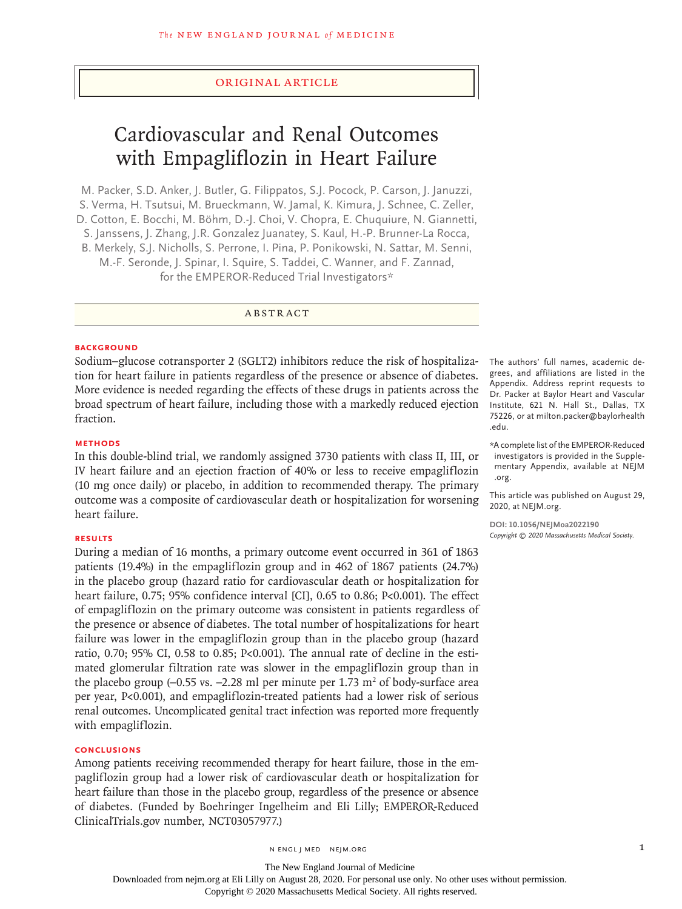Original Article

# Cardiovascular and Renal Outcomes with Empagliflozin in Heart Failure

M. Packer, S.D. Anker, J. Butler, G. Filippatos, S.J. Pocock, P. Carson, J. Januzzi, S. Verma, H. Tsutsui, M. Brueckmann, W. Jamal, K. Kimura, J. Schnee, C. Zeller, D. Cotton, E. Bocchi, M. Böhm, D.-J. Choi, V. Chopra, E. Chuquiure, N. Giannetti, S. Janssens, J. Zhang, J.R. Gonzalez Juanatey, S. Kaul, H.-P. Brunner-La Rocca, B. Merkely, S.J. Nicholls, S. Perrone, I. Pina, P. Ponikowski, N. Sattar, M. Senni, M.-F. Seronde, J. Spinar, I. Squire, S. Taddei, C. Wanner, and F. Zannad, for the EMPEROR-Reduced Trial Investigators*

## Abstract

### Background

Sodium–glucose cotransporter 2 (SGLT2) inhibitors reduce the risk of hospitalization for heart failure in patients regardless of the presence or absence of diabetes. More evidence is needed regarding the effects of these drugs in patients across the broad spectrum of heart failure, including those with a markedly reduced ejection fraction.

### Methods

In this double-blind trial, we randomly assigned 3730 patients with class II, III, or IV heart failure and an ejection fraction of 40% or less to receive empagliflozin (10 mg once daily) or placebo, in addition to recommended therapy. The primary outcome was a composite of cardiovascular death or hospitalization for worsening heart failure.

### Results

During a median of 16 months, a primary outcome event occurred in 361 of 1863 patients (19.4%) in the empagliflozin group and in 462 of 1867 patients (24.7%) in the placebo group (hazard ratio for cardiovascular death or hospitalization for heart failure, 0.75; 95% confidence interval [CI], 0.65 to 0.86; $P<0.001$). The effect of empagliflozin on the primary outcome was consistent in patients regardless of the presence or absence of diabetes. The total number of hospitalizations for heart failure was lower in the empagliflozin group than in the placebo group (hazard ratio, 0.70; 95% CI, 0.58 to 0.85; $P<0.001$). The annual rate of decline in the estimated glomerular filtration rate was slower in the empagliflozin group than in the placebo group (–0.55 vs. –2.28 ml per minute per 1.73 $m^2$ of body-surface area per year, $P<0.001$), and empagliflozin-treated patients had a lower risk of serious renal outcomes. Uncomplicated genital tract infection was reported more frequently with empagliflozin.

### Conclusions

Among patients receiving recommended therapy for heart failure, those in the empagliflozin group had a lower risk of cardiovascular death or hospitalization for heart failure than those in the placebo group, regardless of the presence or absence of diabetes. (Funded by Boehringer Ingelheim and Eli Lilly; EMPEROR-Reduced ClinicalTrials.gov number, NCT03057977.)

The authors' full names, academic degrees, and affiliations are listed in the Appendix. Address reprint requests to Dr. Packer at Baylor Heart and Vascular Institute, 621 N. Hall St., Dallas, TX 75226, or at milton.packer@baylorhealth.edu.

*A complete list of the EMPEROR-Reduced investigators is provided in the Supplementary Appendix, available at NEJM.org.

This article was published on August 29, 2020, at NEJM.org.

DOI: 10.1056/NEJMoa2022190

*Copyright © 2020 Massachusetts Medical Society.*

The New England Journal of Medicine
Downloaded from nejm.org at Eli Lilly on August 28, 2020. For personal use only. No other uses without permission.
Copyright © 2020 Massachusetts Medical Society. All rights reserved.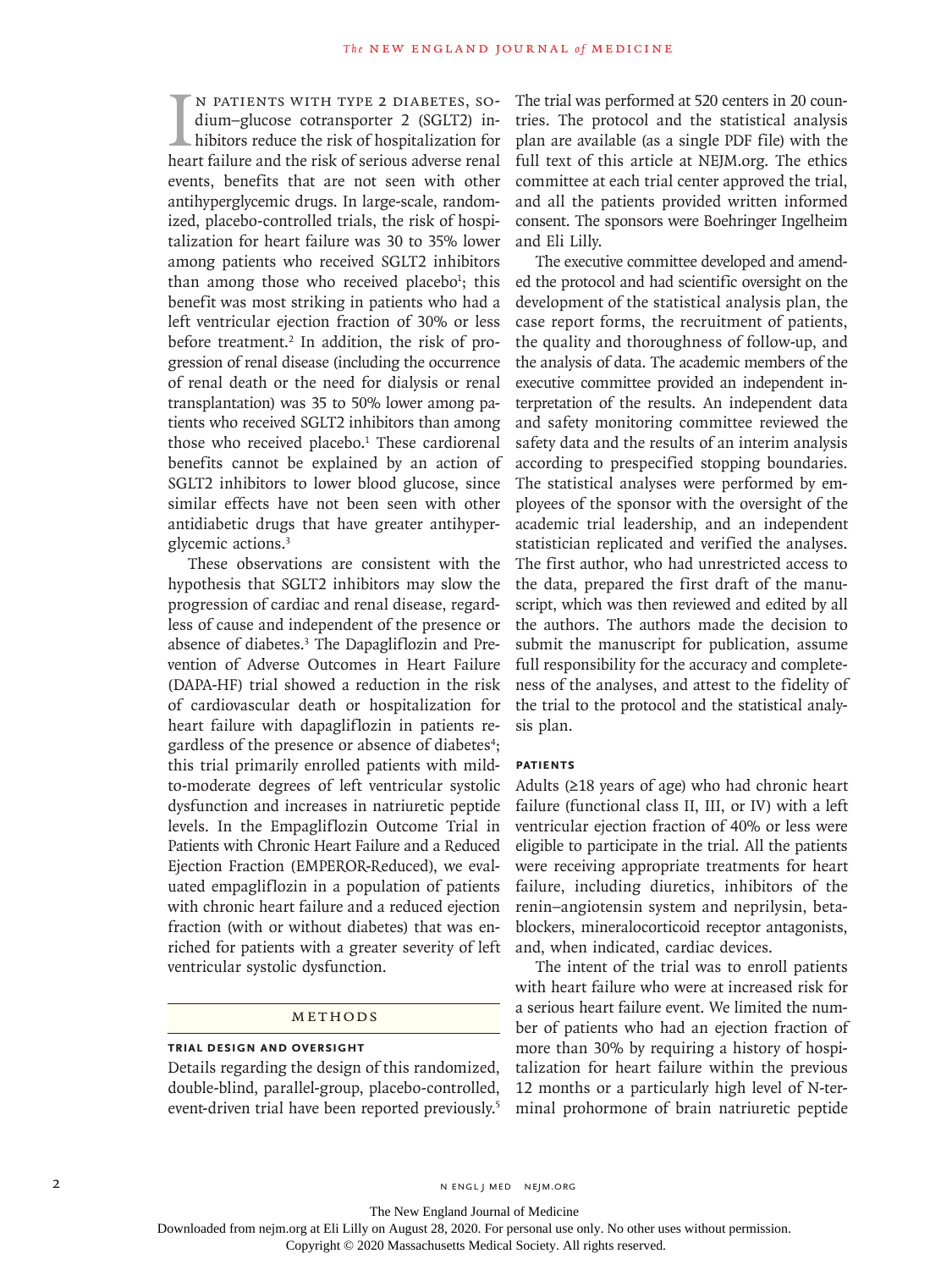In patients with type 2 diabetes, sodium–glucose cotransporter 2 (SGLT2) inhibitors reduce the risk of hospitalization for heart failure and the risk of serious adverse renal events, benefits that are not seen with other antihyperglycemic drugs. In large-scale, randomized, placebo-controlled trials, the risk of hospitalization for heart failure was 30 to 35% lower among patients who received SGLT2 inhibitors than among those who received placebo[1]; this benefit was most striking in patients who had a left ventricular ejection fraction of 30% or less before treatment.[2] In addition, the risk of progression of renal disease (including the occurrence of renal death or the need for dialysis or renal transplantation) was 35 to 50% lower among patients who received SGLT2 inhibitors than among those who received placebo.[1] These cardiorenal benefits cannot be explained by an action of SGLT2 inhibitors to lower blood glucose, since similar effects have not been seen with other antidiabetic drugs that have greater antihyperglycemic actions.[3]

These observations are consistent with the hypothesis that SGLT2 inhibitors may slow the progression of cardiac and renal disease, regardless of cause and independent of the presence or absence of diabetes.[3] The Dapagliflozin and Prevention of Adverse Outcomes in Heart Failure (DAPA-HF) trial showed a reduction in the risk of cardiovascular death or hospitalization for heart failure with dapagliflozin in patients regardless of the presence or absence of diabetes[4]; this trial primarily enrolled patients with mild-to-moderate degrees of left ventricular systolic dysfunction and increases in natriuretic peptide levels. In the Empagliflozin Outcome Trial in Patients with Chronic Heart Failure and a Reduced Ejection Fraction (EMPEROR-Reduced), we evaluated empagliflozin in a population of patients with chronic heart failure and a reduced ejection fraction (with or without diabetes) that was enriched for patients with a greater severity of left ventricular systolic dysfunction.

## Methods

### Trial Design and Oversight

Details regarding the design of this randomized, double-blind, parallel-group, placebo-controlled, event-driven trial have been reported previously.[5] The trial was performed at 520 centers in 20 countries. The protocol and the statistical analysis plan are available (as a single PDF file) with the full text of this article at NEJM.org. The ethics committee at each trial center approved the trial, and all the patients provided written informed consent. The sponsors were Boehringer Ingelheim and Eli Lilly.

The executive committee developed and amended the protocol and had scientific oversight on the development of the statistical analysis plan, the case report forms, the recruitment of patients, the quality and thoroughness of follow-up, and the analysis of data. The academic members of the executive committee provided an independent interpretation of the results. An independent data and safety monitoring committee reviewed the safety data and the results of an interim analysis according to prespecified stopping boundaries. The statistical analyses were performed by employees of the sponsor with the oversight of the academic trial leadership, and an independent statistician replicated and verified the analyses. The first author, who had unrestricted access to the data, prepared the first draft of the manuscript, which was then reviewed and edited by all the authors. The authors made the decision to submit the manuscript for publication, assume full responsibility for the accuracy and completeness of the analyses, and attest to the fidelity of the trial to the protocol and the statistical analysis plan.

### Patients

Adults (≥18 years of age) who had chronic heart failure (functional class II, III, or IV) with a left ventricular ejection fraction of 40% or less were eligible to participate in the trial. All the patients were receiving appropriate treatments for heart failure, including diuretics, inhibitors of the renin–angiotensin system and neprilysin, beta-blockers, mineralocorticoid receptor antagonists, and, when indicated, cardiac devices.

The intent of the trial was to enroll patients with heart failure who were at increased risk for a serious heart failure event. We limited the number of patients who had an ejection fraction of more than 30% by requiring a history of hospitalization for heart failure within the previous 12 months or a particularly high level of N-terminal prohormone of brain natriuretic peptide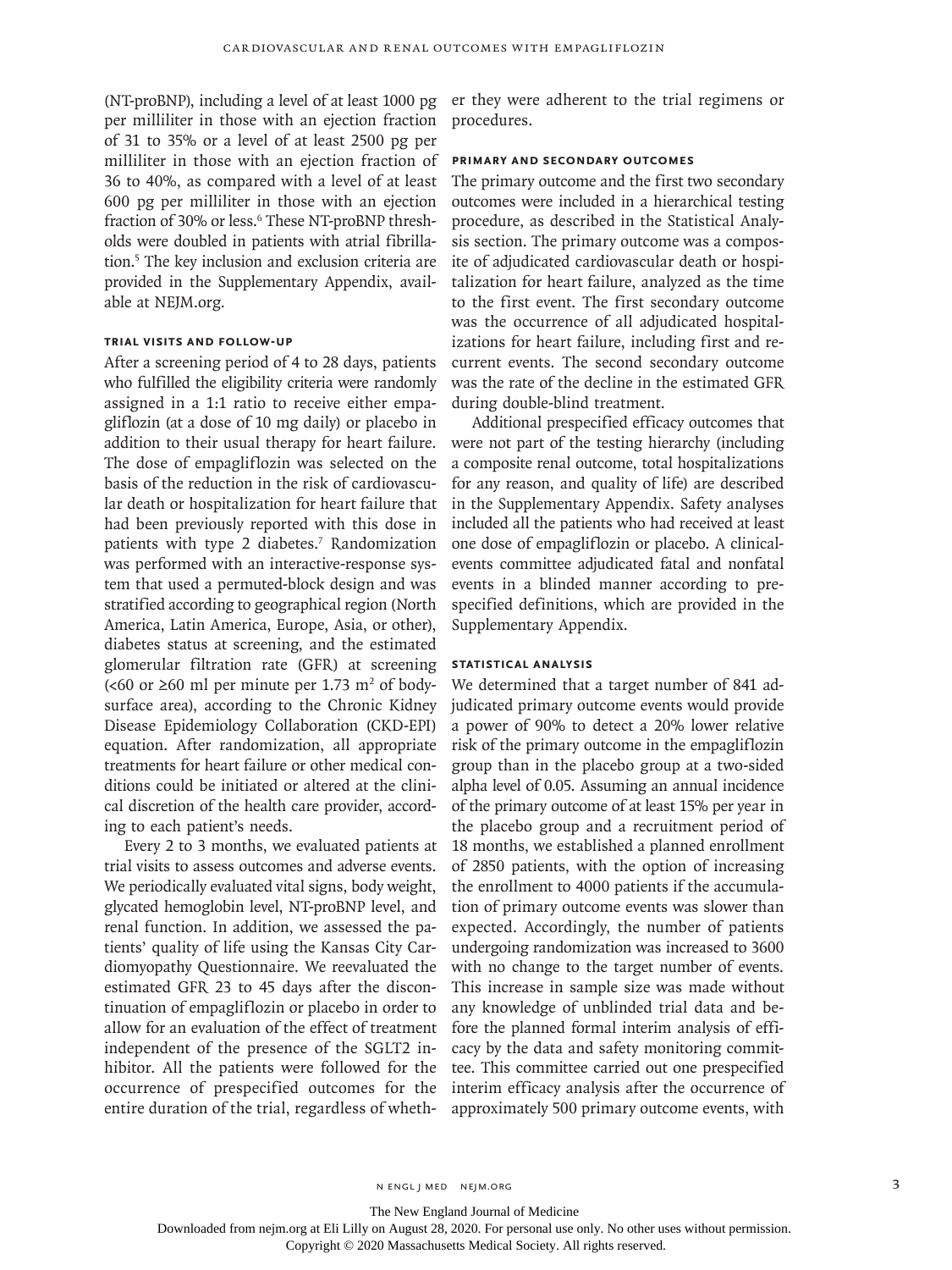(NT-proBNP), including a level of at least 1000 pg per milliliter in those with an ejection fraction of 31 to 35% or a level of at least 2500 pg per milliliter in those with an ejection fraction of 36 to 40%, as compared with a level of at least 600 pg per milliliter in those with an ejection fraction of 30% or less.[6] These NT-proBNP thresholds were doubled in patients with atrial fibrillation.[5] The key inclusion and exclusion criteria are provided in the Supplementary Appendix, available at NEJM.org.

### Trial Visits and Follow-up

After a screening period of 4 to 28 days, patients who fulfilled the eligibility criteria were randomly assigned in a 1:1 ratio to receive either empagliflozin (at a dose of 10 mg daily) or placebo in addition to their usual therapy for heart failure. The dose of empagliflozin was selected on the basis of the reduction in the risk of cardiovascular death or hospitalization for heart failure that had been previously reported with this dose in patients with type 2 diabetes.[7] Randomization was performed with an interactive-response system that used a permuted-block design and was stratified according to geographical region (North America, Latin America, Europe, Asia, or other), diabetes status at screening, and the estimated glomerular filtration rate (GFR) at screening (<60 or ≥60 ml per minute per 1.73 $m^2$ of body-surface area), according to the Chronic Kidney Disease Epidemiology Collaboration (CKD-EPI) equation. After randomization, all appropriate treatments for heart failure or other medical conditions could be initiated or altered at the clinical discretion of the health care provider, according to each patient's needs.

Every 2 to 3 months, we evaluated patients at trial visits to assess outcomes and adverse events. We periodically evaluated vital signs, body weight, glycated hemoglobin level, NT-proBNP level, and renal function. In addition, we assessed the patients' quality of life using the Kansas City Cardiomyopathy Questionnaire. We reevaluated the estimated GFR 23 to 45 days after the discontinuation of empagliflozin or placebo in order to allow for an evaluation of the effect of treatment independent of the presence of the SGLT2 inhibitor. All the patients were followed for the occurrence of prespecified outcomes for the entire duration of the trial, regardless of whether they were adherent to the trial regimens or procedures.

### Primary and Secondary Outcomes

The primary outcome and the first two secondary outcomes were included in a hierarchical testing procedure, as described in the Statistical Analysis section. The primary outcome was a composite of adjudicated cardiovascular death or hospitalization for heart failure, analyzed as the time to the first event. The first secondary outcome was the occurrence of all adjudicated hospitalizations for heart failure, including first and recurrent events. The second secondary outcome was the rate of the decline in the estimated GFR during double-blind treatment.

Additional prespecified efficacy outcomes that were not part of the testing hierarchy (including a composite renal outcome, total hospitalizations for any reason, and quality of life) are described in the Supplementary Appendix. Safety analyses included all the patients who had received at least one dose of empagliflozin or placebo. A clinical-events committee adjudicated fatal and nonfatal events in a blinded manner according to prespecified definitions, which are provided in the Supplementary Appendix.

### Statistical Analysis

We determined that a target number of 841 adjudicated primary outcome events would provide a power of 90% to detect a 20% lower relative risk of the primary outcome in the empagliflozin group than in the placebo group at a two-sided alpha level of 0.05. Assuming an annual incidence of the primary outcome of at least 15% per year in the placebo group and a recruitment period of 18 months, we established a planned enrollment of 2850 patients, with the option of increasing the enrollment to 4000 patients if the accumulation of primary outcome events was slower than expected. Accordingly, the number of patients undergoing randomization was increased to 3600 with no change to the target number of events. This increase in sample size was made without any knowledge of unblinded trial data and before the planned formal interim analysis of efficacy by the data and safety monitoring committee. This committee carried out one prespecified interim efficacy analysis after the occurrence of approximately 500 primary outcome events, with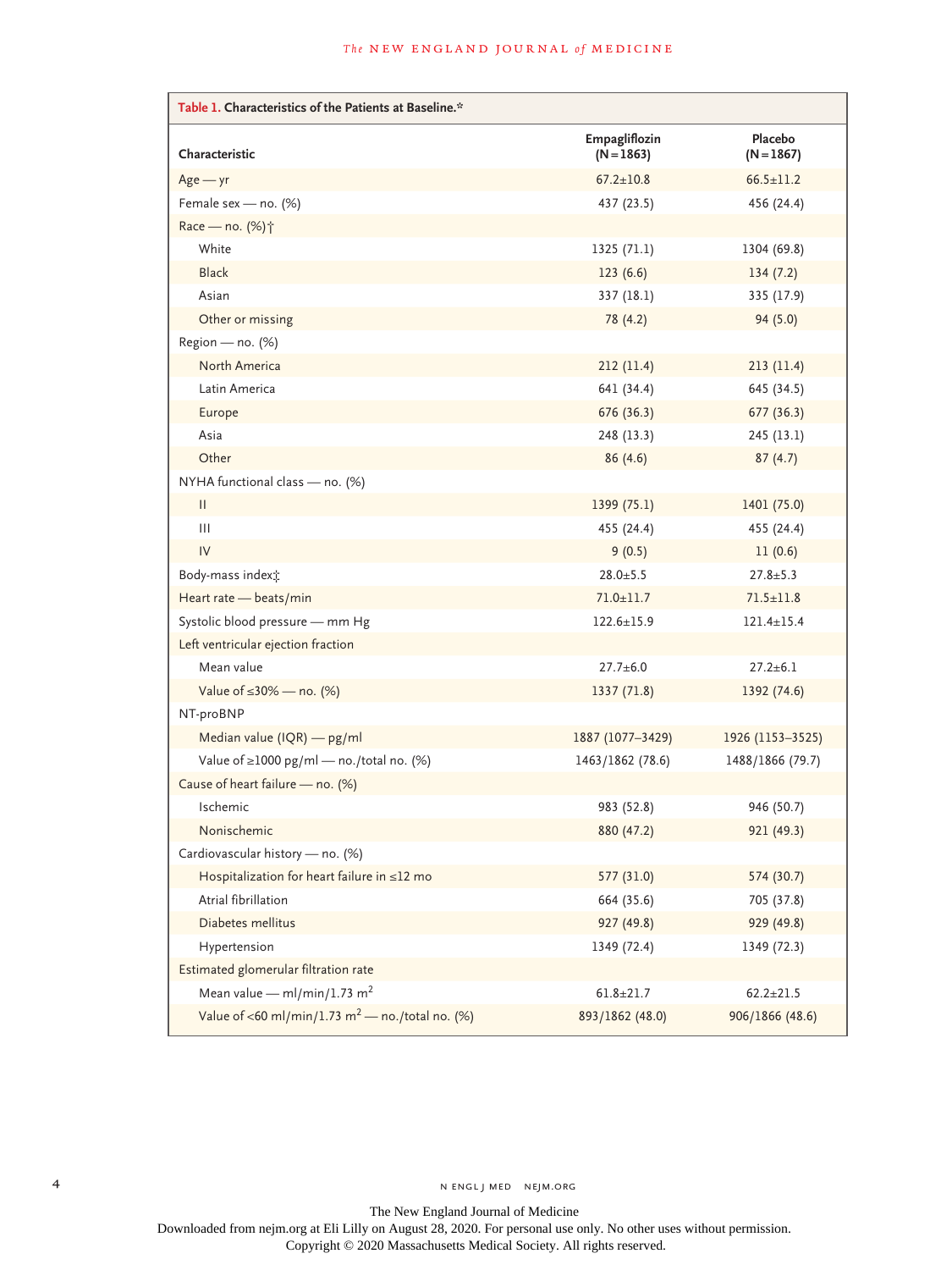**Table 1. Characteristics of the Patients at Baseline.***

| Characteristic | Empagliflozin (N=1863) | Placebo (N=1867) |
|---|---|---|
| Age — yr | 67.2±10.8 | 66.5±11.2 |
| Female sex — no. (%) | 437 (23.5) | 456 (24.4) |
| Race — no. (%)† | | |
| White | 1325 (71.1) | 1304 (69.8) |
| Black | 123 (6.6) | 134 (7.2) |
| Asian | 337 (18.1) | 335 (17.9) |
| Other or missing | 78 (4.2) | 94 (5.0) |
| Region — no. (%) | | |
| North America | 212 (11.4) | 213 (11.4) |
| Latin America | 641 (34.4) | 645 (34.5) |
| Europe | 676 (36.3) | 677 (36.3) |
| Asia | 248 (13.3) | 245 (13.1) |
| Other | 86 (4.6) | 87 (4.7) |
| NYHA functional class — no. (%) | | |
| II | 1399 (75.1) | 1401 (75.0) |
| III | 455 (24.4) | 455 (24.4) |
| IV | 9 (0.5) | 11 (0.6) |
| Body-mass index‡ | 28.0±5.5 | 27.8±5.3 |
| Heart rate — beats/min | 71.0±11.7 | 71.5±11.8 |
| Systolic blood pressure — mm Hg | 122.6±15.9 | 121.4±15.4 |
| Left ventricular ejection fraction | | |
| Mean value | 27.7±6.0 | 27.2±6.1 |
| Value of ≤30% — no. (%) | 1337 (71.8) | 1392 (74.6) |
| NT-proBNP | | |
| Median value (IQR) — pg/ml | 1887 (1077–3429) | 1926 (1153–3525) |
| Value of ≥1000 pg/ml — no./total no. (%) | 1463/1862 (78.6) | 1488/1866 (79.7) |
| Cause of heart failure — no. (%) | | |
| Ischemic | 983 (52.8) | 946 (50.7) |
| Nonischemic | 880 (47.2) | 921 (49.3) |
| Cardiovascular history — no. (%) | | |
| Hospitalization for heart failure in ≤12 mo | 577 (31.0) | 574 (30.7) |
| Atrial fibrillation | 664 (35.6) | 705 (37.8) |
| Diabetes mellitus | 927 (49.8) | 929 (49.8) |
| Hypertension | 1349 (72.4) | 1349 (72.3) |
| Estimated glomerular filtration rate | | |
| Mean value — ml/min/1.73 $m^2$ | 61.8±21.7 | 62.2±21.5 |
| Value of <60 ml/min/1.73 $m^2$ — no./total no. (%) | 893/1862 (48.0) | 906/1866 (48.6) |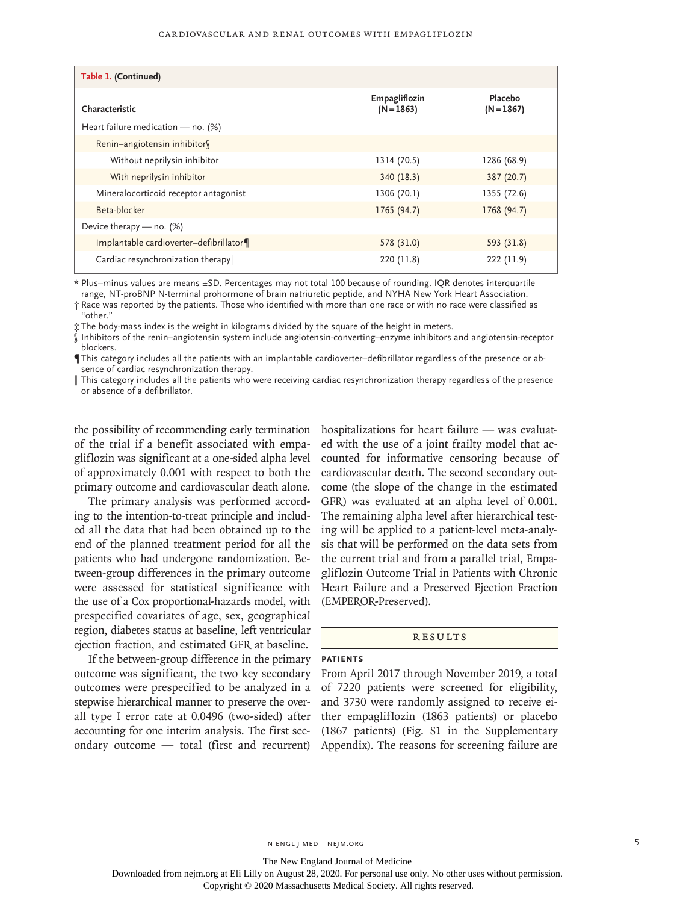**Table 1. (Continued)**

| Characteristic | Empagliflozin (N=1863) | Placebo (N=1867) |
|---|---|---|
| Heart failure medication — no. (%) | | |
| Renin–angiotensin inhibitor§ | | |
| Without neprilysin inhibitor | 1314 (70.5) | 1286 (68.9) |
| With neprilysin inhibitor | 340 (18.3) | 387 (20.7) |
| Mineralocorticoid receptor antagonist | 1306 (70.1) | 1355 (72.6) |
| Beta-blocker | 1765 (94.7) | 1768 (94.7) |
| Device therapy — no. (%) | | |
| Implantable cardioverter–defibrillator¶ | 578 (31.0) | 593 (31.8) |
| Cardiac resynchronization therapy‖ | 220 (11.8) | 222 (11.9) |

\* Plus–minus values are means ±SD. Percentages may not total 100 because of rounding. IQR denotes interquartile range, NT-proBNP N-terminal prohormone of brain natriuretic peptide, and NYHA New York Heart Association.

† Race was reported by the patients. Those who identified with more than one race or with no race were classified as "other."

‡ The body-mass index is the weight in kilograms divided by the square of the height in meters.

§ Inhibitors of the renin–angiotensin system include angiotensin-converting–enzyme inhibitors and angiotensin-receptor blockers.

¶ This category includes all the patients with an implantable cardioverter–defibrillator regardless of the presence or absence of cardiac resynchronization therapy.

‖ This category includes all the patients who were receiving cardiac resynchronization therapy regardless of the presence or absence of a defibrillator.

the possibility of recommending early termination of the trial if a benefit associated with empagliflozin was significant at a one-sided alpha level of approximately 0.001 with respect to both the primary outcome and cardiovascular death alone.

The primary analysis was performed according to the intention-to-treat principle and included all the data that had been obtained up to the end of the planned treatment period for all the patients who had undergone randomization. Between-group differences in the primary outcome were assessed for statistical significance with the use of a Cox proportional-hazards model, with prespecified covariates of age, sex, geographical region, diabetes status at baseline, left ventricular ejection fraction, and estimated GFR at baseline.

If the between-group difference in the primary outcome was significant, the two key secondary outcomes were prespecified to be analyzed in a stepwise hierarchical manner to preserve the overall type I error rate at 0.0496 (two-sided) after accounting for one interim analysis. The first secondary outcome — total (first and recurrent) hospitalizations for heart failure — was evaluated with the use of a joint frailty model that accounted for informative censoring because of cardiovascular death. The second secondary outcome (the slope of the change in the estimated GFR) was evaluated at an alpha level of 0.001. The remaining alpha level after hierarchical testing will be applied to a patient-level meta-analysis that will be performed on the data sets from the current trial and from a parallel trial, Empagliflozin Outcome Trial in Patients with Chronic Heart Failure and a Preserved Ejection Fraction (EMPEROR-Preserved).

## RESULTS

### PATIENTS

From April 2017 through November 2019, a total of 7220 patients were screened for eligibility, and 3730 were randomly assigned to receive either empagliflozin (1863 patients) or placebo (1867 patients) (Fig. S1 in the Supplementary Appendix). The reasons for screening failure are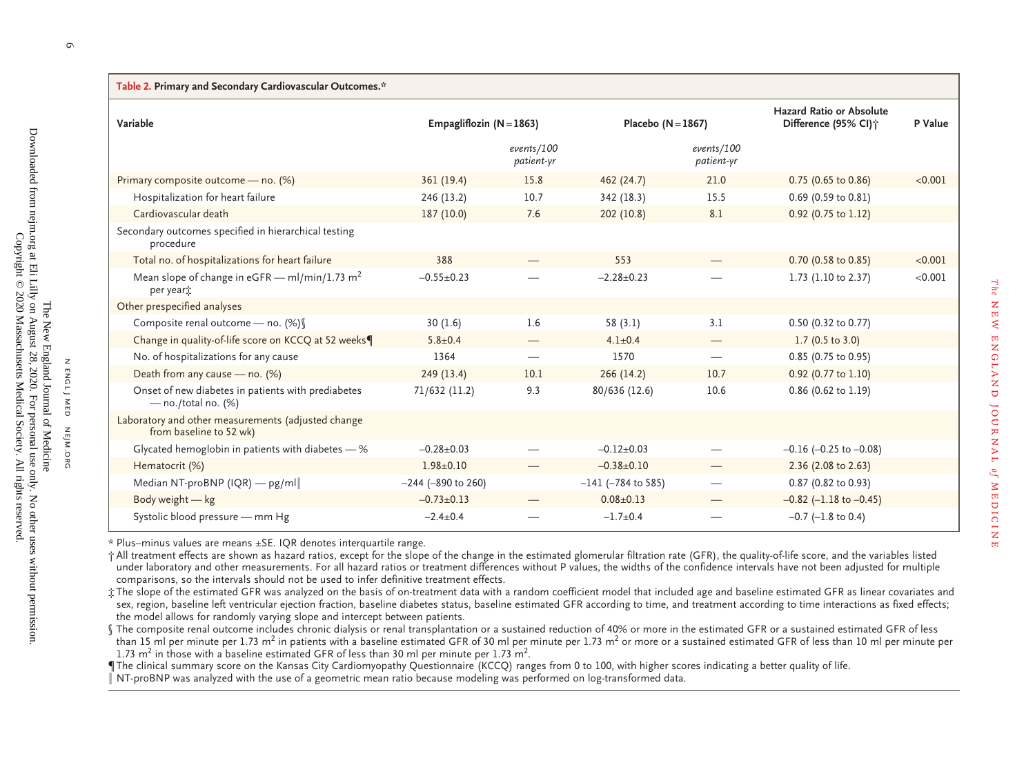**Table 2. Primary and Secondary Cardiovascular Outcomes.***

| Variable | Empagliflozin (N=1863) | | Placebo (N=1867) | | Hazard Ratio or Absolute Difference (95% CI)† | P Value |
|---|---|---|---|---|---|---|
| | | *events/100 patient-yr* | | *events/100 patient-yr* | | |
| Primary composite outcome — no. (%) | 361 (19.4) | 15.8 | 462 (24.7) | 21.0 | 0.75 (0.65 to 0.86) | <0.001 |
| Hospitalization for heart failure | 246 (13.2) | 10.7 | 342 (18.3) | 15.5 | 0.69 (0.59 to 0.81) | |
| Cardiovascular death | 187 (10.0) | 7.6 | 202 (10.8) | 8.1 | 0.92 (0.75 to 1.12) | |
| Secondary outcomes specified in hierarchical testing procedure | | | | | | |
| Total no. of hospitalizations for heart failure | 388 | — | 553 | — | 0.70 (0.58 to 0.85) | <0.001 |
| Mean slope of change in eGFR — ml/min/1.73 $m^2$ per year‡ | −0.55±0.23 | — | −2.28±0.23 | — | 1.73 (1.10 to 2.37) | <0.001 |
| Other prespecified analyses | | | | | | |
| Composite renal outcome — no. (%)§ | 30 (1.6) | 1.6 | 58 (3.1) | 3.1 | 0.50 (0.32 to 0.77) | |
| Change in quality-of-life score on KCCQ at 52 weeks¶ | 5.8±0.4 | — | 4.1±0.4 | — | 1.7 (0.5 to 3.0) | |
| No. of hospitalizations for any cause | 1364 | — | 1570 | — | 0.85 (0.75 to 0.95) | |
| Death from any cause — no. (%) | 249 (13.4) | 10.1 | 266 (14.2) | 10.7 | 0.92 (0.77 to 1.10) | |
| Onset of new diabetes in patients with prediabetes — no./total no. (%) | 71/632 (11.2) | 9.3 | 80/636 (12.6) | 10.6 | 0.86 (0.62 to 1.19) | |
| Laboratory and other measurements (adjusted change from baseline to 52 wk) | | | | | | |
| Glycated hemoglobin in patients with diabetes — % | −0.28±0.03 | — | −0.12±0.03 | — | −0.16 (−0.25 to −0.08) | |
| Hematocrit (%) | 1.98±0.10 | — | −0.38±0.10 | — | 2.36 (2.08 to 2.63) | |
| Median NT-proBNP (IQR) — pg/ml‖ | −244 (−890 to 260) | | −141 (−784 to 585) | — | 0.87 (0.82 to 0.93) | |
| Body weight — kg | −0.73±0.13 | — | 0.08±0.13 | — | −0.82 (−1.18 to −0.45) | |
| Systolic blood pressure — mm Hg | −2.4±0.4 | — | −1.7±0.4 | — | −0.7 (−1.8 to 0.4) | |

\* Plus–minus values are means ±SE. IQR denotes interquartile range.

† All treatment effects are shown as hazard ratios, except for the slope of the change in the estimated glomerular filtration rate (GFR), the quality-of-life score, and the variables listed under laboratory and other measurements. For all hazard ratios or treatment differences without P values, the widths of the confidence intervals have not been adjusted for multiple comparisons, so the intervals should not be used to infer definitive treatment effects.

‡ The slope of the estimated GFR was analyzed on the basis of on-treatment data with a random coefficient model that included age and baseline estimated GFR as linear covariates and sex, region, baseline left ventricular ejection fraction, baseline diabetes status, baseline estimated GFR according to time, and treatment according to time interactions as fixed effects; the model allows for randomly varying slope and intercept between patients.

§ The composite renal outcome includes chronic dialysis or renal transplantation or a sustained reduction of 40% or more in the estimated GFR or a sustained estimated GFR of less than 15 ml per minute per 1.73 $m^2$ in patients with a baseline estimated GFR of 30 ml per minute per 1.73 $m^2$ or more or a sustained estimated GFR of less than 10 ml per minute per 1.73 $m^2$ in those with a baseline estimated GFR of less than 30 ml per minute per 1.73 $m^2$.

¶ The clinical summary score on the Kansas City Cardiomyopathy Questionnaire (KCCQ) ranges from 0 to 100, with higher scores indicating a better quality of life.

‖ NT-proBNP was analyzed with the use of a geometric mean ratio because modeling was performed on log-transformed data.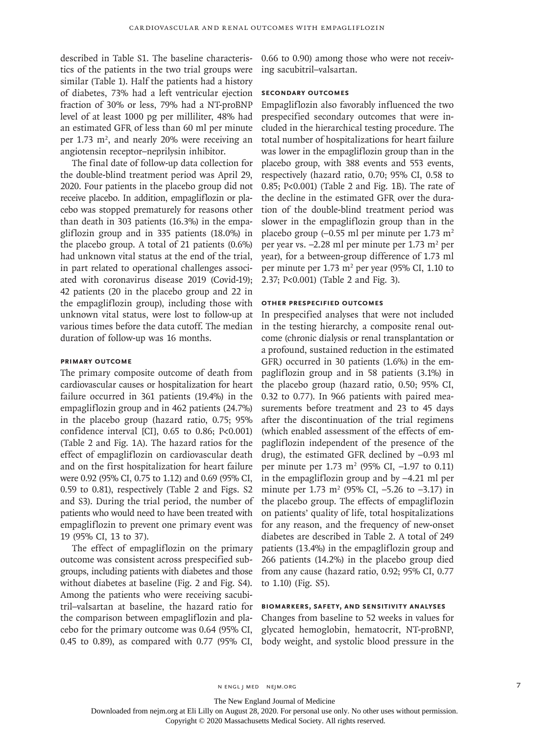described in Table S1. The baseline characteristics of the patients in the two trial groups were similar (Table 1). Half the patients had a history of diabetes, 73% had a left ventricular ejection fraction of 30% or less, 79% had a NT-proBNP level of at least 1000 pg per milliliter, 48% had an estimated GFR of less than 60 ml per minute per 1.73 $m^2$, and nearly 20% were receiving an angiotensin receptor–neprilysin inhibitor.

The final date of follow-up data collection for the double-blind treatment period was April 29, 2020. Four patients in the placebo group did not receive placebo. In addition, empagliflozin or placebo was stopped prematurely for reasons other than death in 303 patients (16.3%) in the empagliflozin group and in 335 patients (18.0%) in the placebo group. A total of 21 patients (0.6%) had unknown vital status at the end of the trial, in part related to operational challenges associated with coronavirus disease 2019 (Covid-19); 42 patients (20 in the placebo group and 22 in the empagliflozin group), including those with unknown vital status, were lost to follow-up at various times before the data cutoff. The median duration of follow-up was 16 months.

### Primary Outcome

The primary composite outcome of death from cardiovascular causes or hospitalization for heart failure occurred in 361 patients (19.4%) in the empagliflozin group and in 462 patients (24.7%) in the placebo group (hazard ratio, 0.75; 95% confidence interval [CI], 0.65 to 0.86; P<0.001) (Table 2 and Fig. 1A). The hazard ratios for the effect of empagliflozin on cardiovascular death and on the first hospitalization for heart failure were 0.92 (95% CI, 0.75 to 1.12) and 0.69 (95% CI, 0.59 to 0.81), respectively (Table 2 and Figs. S2 and S3). During the trial period, the number of patients who would need to have been treated with empagliflozin to prevent one primary event was 19 (95% CI, 13 to 37).

The effect of empagliflozin on the primary outcome was consistent across prespecified subgroups, including patients with diabetes and those without diabetes at baseline (Fig. 2 and Fig. S4). Among the patients who were receiving sacubitril–valsartan at baseline, the hazard ratio for the comparison between empagliflozin and placebo for the primary outcome was 0.64 (95% CI, 0.45 to 0.89), as compared with 0.77 (95% CI, 0.66 to 0.90) among those who were not receiving sacubitril–valsartan.

### Secondary Outcomes

Empagliflozin also favorably influenced the two prespecified secondary outcomes that were included in the hierarchical testing procedure. The total number of hospitalizations for heart failure was lower in the empagliflozin group than in the placebo group, with 388 events and 553 events, respectively (hazard ratio, 0.70; 95% CI, 0.58 to 0.85; P<0.001) (Table 2 and Fig. 1B). The rate of the decline in the estimated GFR over the duration of the double-blind treatment period was slower in the empagliflozin group than in the placebo group (−0.55 ml per minute per 1.73 $m^2$ per year vs. −2.28 ml per minute per 1.73 $m^2$ per year), for a between-group difference of 1.73 ml per minute per 1.73 $m^2$ per year (95% CI, 1.10 to 2.37; P<0.001) (Table 2 and Fig. 3).

### Other Prespecified Outcomes

In prespecified analyses that were not included in the testing hierarchy, a composite renal outcome (chronic dialysis or renal transplantation or a profound, sustained reduction in the estimated GFR) occurred in 30 patients (1.6%) in the empagliflozin group and in 58 patients (3.1%) in the placebo group (hazard ratio, 0.50; 95% CI, 0.32 to 0.77). In 966 patients with paired measurements before treatment and 23 to 45 days after the discontinuation of the trial regimens (which enabled assessment of the effects of empagliflozin independent of the presence of the drug), the estimated GFR declined by −0.93 ml per minute per 1.73 $m^2$ (95% CI, −1.97 to 0.11) in the empagliflozin group and by −4.21 ml per minute per 1.73 $m^2$ (95% CI, −5.26 to −3.17) in the placebo group. The effects of empagliflozin on patients' quality of life, total hospitalizations for any reason, and the frequency of new-onset diabetes are described in Table 2. A total of 249 patients (13.4%) in the empagliflozin group and 266 patients (14.2%) in the placebo group died from any cause (hazard ratio, 0.92; 95% CI, 0.77 to 1.10) (Fig. S5).

### Biomarkers, Safety, and Sensitivity Analyses

Changes from baseline to 52 weeks in values for glycated hemoglobin, hematocrit, NT-proBNP, body weight, and systolic blood pressure in the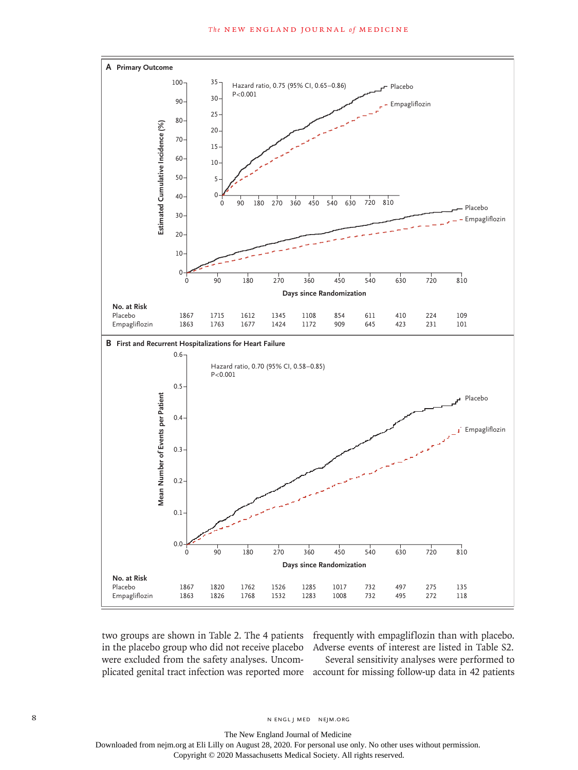**A Primary Outcome**

Hazard ratio, 0.75 (95% CI, 0.65–0.86)
P<0.001

| No. at Risk | 0 | 90 | 180 | 270 | 360 | 450 | 540 | 630 | 720 | 810 |
|---|---|---|---|---|---|---|---|---|---|---|
| Placebo | 1867 | 1715 | 1612 | 1345 | 1108 | 854 | 611 | 410 | 224 | 109 |
| Empagliflozin | 1863 | 1763 | 1677 | 1424 | 1172 | 909 | 645 | 423 | 231 | 101 |

**B First and Recurrent Hospitalizations for Heart Failure**

Hazard ratio, 0.70 (95% CI, 0.58–0.85)
P<0.001

| No. at Risk | 0 | 90 | 180 | 270 | 360 | 450 | 540 | 630 | 720 | 810 |
|---|---|---|---|---|---|---|---|---|---|---|
| Placebo | 1867 | 1820 | 1762 | 1526 | 1285 | 1017 | 732 | 497 | 275 | 135 |
| Empagliflozin | 1863 | 1826 | 1768 | 1532 | 1283 | 1008 | 732 | 495 | 272 | 118 |

two groups are shown in Table 2. The 4 patients in the placebo group who did not receive placebo were excluded from the safety analyses. Uncomplicated genital tract infection was reported more frequently with empagliflozin than with placebo. Adverse events of interest are listed in Table S2.

Several sensitivity analyses were performed to account for missing follow-up data in 42 patients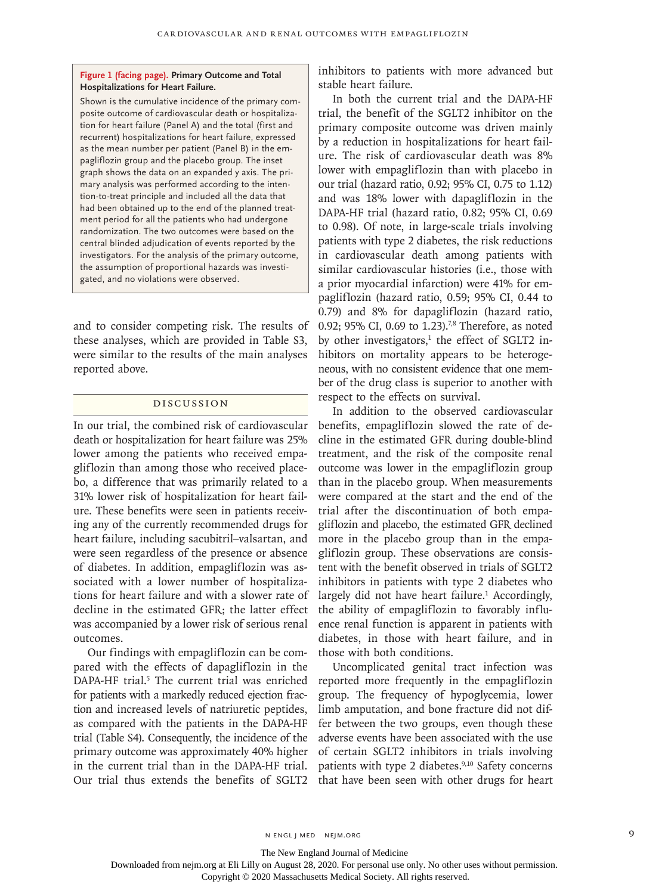**Figure 1 (facing page). Primary Outcome and Total Hospitalizations for Heart Failure.**

Shown is the cumulative incidence of the primary composite outcome of cardiovascular death or hospitalization for heart failure (Panel A) and the total (first and recurrent) hospitalizations for heart failure, expressed as the mean number per patient (Panel B) in the empagliflozin group and the placebo group. The inset graph shows the data on an expanded y axis. The primary analysis was performed according to the intention-to-treat principle and included all the data that had been obtained up to the end of the planned treatment period for all the patients who had undergone randomization. The two outcomes were based on the central blinded adjudication of events reported by the investigators. For the analysis of the primary outcome, the assumption of proportional hazards was investigated, and no violations were observed.

and to consider competing risk. The results of these analyses, which are provided in Table S3, were similar to the results of the main analyses reported above.

## Discussion

In our trial, the combined risk of cardiovascular death or hospitalization for heart failure was 25% lower among the patients who received empagliflozin than among those who received placebo, a difference that was primarily related to a 31% lower risk of hospitalization for heart failure. These benefits were seen in patients receiving any of the currently recommended drugs for heart failure, including sacubitril–valsartan, and were seen regardless of the presence or absence of diabetes. In addition, empagliflozin was associated with a lower number of hospitalizations for heart failure and with a slower rate of decline in the estimated GFR; the latter effect was accompanied by a lower risk of serious renal outcomes.

Our findings with empagliflozin can be compared with the effects of dapagliflozin in the DAPA-HF trial.[5] The current trial was enriched for patients with a markedly reduced ejection fraction and increased levels of natriuretic peptides, as compared with the patients in the DAPA-HF trial (Table S4). Consequently, the incidence of the primary outcome was approximately 40% higher in the current trial than in the DAPA-HF trial. Our trial thus extends the benefits of SGLT2 inhibitors to patients with more advanced but stable heart failure.

In both the current trial and the DAPA-HF trial, the benefit of the SGLT2 inhibitor on the primary composite outcome was driven mainly by a reduction in hospitalizations for heart failure. The risk of cardiovascular death was 8% lower with empagliflozin than with placebo in our trial (hazard ratio, 0.92; 95% CI, 0.75 to 1.12) and was 18% lower with dapagliflozin in the DAPA-HF trial (hazard ratio, 0.82; 95% CI, 0.69 to 0.98). Of note, in large-scale trials involving patients with type 2 diabetes, the risk reductions in cardiovascular death among patients with similar cardiovascular histories (i.e., those with a prior myocardial infarction) were 41% for empagliflozin (hazard ratio, 0.59; 95% CI, 0.44 to 0.79) and 8% for dapagliflozin (hazard ratio, 0.92; 95% CI, 0.69 to 1.23).[7,8] Therefore, as noted by other investigators,[1] the effect of SGLT2 inhibitors on mortality appears to be heterogeneous, with no consistent evidence that one member of the drug class is superior to another with respect to the effects on survival.

In addition to the observed cardiovascular benefits, empagliflozin slowed the rate of decline in the estimated GFR during double-blind treatment, and the risk of the composite renal outcome was lower in the empagliflozin group than in the placebo group. When measurements were compared at the start and the end of the trial after the discontinuation of both empagliflozin and placebo, the estimated GFR declined more in the placebo group than in the empagliflozin group. These observations are consistent with the benefit observed in trials of SGLT2 inhibitors in patients with type 2 diabetes who largely did not have heart failure.[1] Accordingly, the ability of empagliflozin to favorably influence renal function is apparent in patients with diabetes, in those with heart failure, and in those with both conditions.

Uncomplicated genital tract infection was reported more frequently in the empagliflozin group. The frequency of hypoglycemia, lower limb amputation, and bone fracture did not differ between the two groups, even though these adverse events have been associated with the use of certain SGLT2 inhibitors in trials involving patients with type 2 diabetes.[9,10] Safety concerns that have been seen with other drugs for heart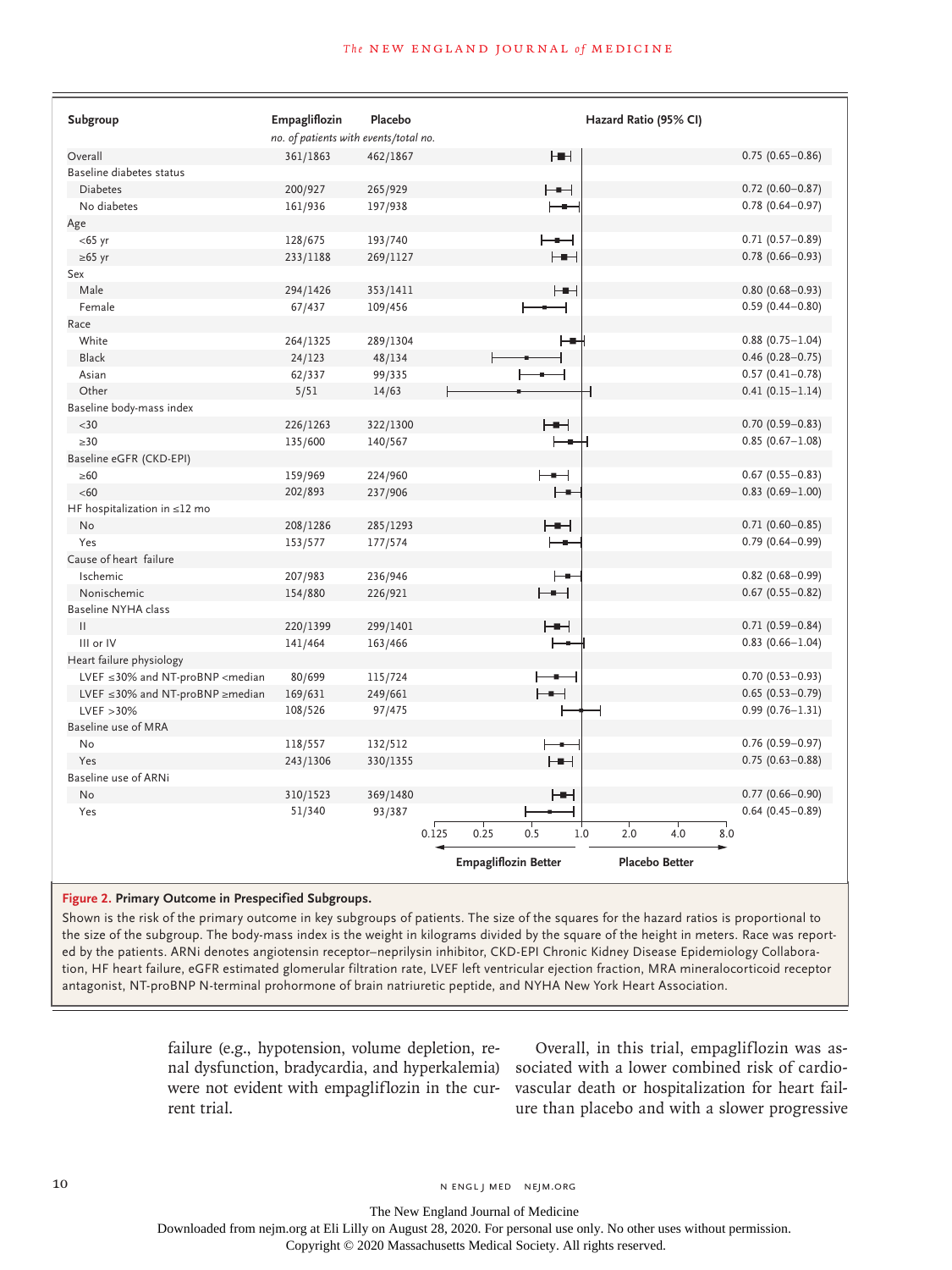| Subgroup | Empagliflozin | Placebo | Hazard Ratio (95% CI) |
|---|---|---|---|
| | *no. of patients with events/total no.* | | |
| Overall | 361/1863 | 462/1867 | 0.75 (0.65–0.86) |
| Baseline diabetes status | | | |
| Diabetes | 200/927 | 265/929 | 0.72 (0.60–0.87) |
| No diabetes | 161/936 | 197/938 | 0.78 (0.64–0.97) |
| Age | | | |
| <65 yr | 128/675 | 193/740 | 0.71 (0.57–0.89) |
| ≥65 yr | 233/1188 | 269/1127 | 0.78 (0.66–0.93) |
| Sex | | | |
| Male | 294/1426 | 353/1411 | 0.80 (0.68–0.93) |
| Female | 67/437 | 109/456 | 0.59 (0.44–0.80) |
| Race | | | |
| White | 264/1325 | 289/1304 | 0.88 (0.75–1.04) |
| Black | 24/123 | 48/134 | 0.46 (0.28–0.75) |
| Asian | 62/337 | 99/335 | 0.57 (0.41–0.78) |
| Other | 5/51 | 14/63 | 0.41 (0.15–1.14) |
| Baseline body-mass index | | | |
| <30 | 226/1263 | 322/1300 | 0.70 (0.59–0.83) |
| ≥30 | 135/600 | 140/567 | 0.85 (0.67–1.08) |
| Baseline eGFR (CKD-EPI) | | | |
| ≥60 | 159/969 | 224/960 | 0.67 (0.55–0.83) |
| <60 | 202/893 | 237/906 | 0.83 (0.69–1.00) |
| HF hospitalization in ≤12 mo | | | |
| No | 208/1286 | 285/1293 | 0.71 (0.60–0.85) |
| Yes | 153/577 | 177/574 | 0.79 (0.64–0.99) |
| Cause of heart failure | | | |
| Ischemic | 207/983 | 236/946 | 0.82 (0.68–0.99) |
| Nonischemic | 154/880 | 226/921 | 0.67 (0.55–0.82) |
| Baseline NYHA class | | | |
| II | 220/1399 | 299/1401 | 0.71 (0.59–0.84) |
| III or IV | 141/464 | 163/466 | 0.83 (0.66–1.04) |
| Heart failure physiology | | | |
| LVEF ≤30% and NT-proBNP <median | 80/699 | 115/724 | 0.70 (0.53–0.93) |
| LVEF ≤30% and NT-proBNP ≥median | 169/631 | 249/661 | 0.65 (0.53–0.79) |
| LVEF >30% | 108/526 | 97/475 | 0.99 (0.76–1.31) |
| Baseline use of MRA | | | |
| No | 118/557 | 132/512 | 0.76 (0.59–0.97) |
| Yes | 243/1306 | 330/1355 | 0.75 (0.63–0.88) |
| Baseline use of ARNi | | | |
| No | 310/1523 | 369/1480 | 0.77 (0.66–0.90) |
| Yes | 51/340 | 93/387 | 0.64 (0.45–0.89) |

(Hazard ratio axis: 0.125, 0.25, 0.5, 1.0, 2.0, 4.0, 8.0; ← Empagliflozin Better | Placebo Better →)

**Figure 2. Primary Outcome in Prespecified Subgroups.**

Shown is the risk of the primary outcome in key subgroups of patients. The size of the squares for the hazard ratios is proportional to the size of the subgroup. The body-mass index is the weight in kilograms divided by the square of the height in meters. Race was reported by the patients. ARNi denotes angiotensin receptor–neprilysin inhibitor, CKD-EPI Chronic Kidney Disease Epidemiology Collaboration, HF heart failure, eGFR estimated glomerular filtration rate, LVEF left ventricular ejection fraction, MRA mineralocorticoid receptor antagonist, NT-proBNP N-terminal prohormone of brain natriuretic peptide, and NYHA New York Heart Association.

failure (e.g., hypotension, volume depletion, renal dysfunction, bradycardia, and hyperkalemia) were not evident with empagliflozin in the current trial.

Overall, in this trial, empagliflozin was associated with a lower combined risk of cardiovascular death or hospitalization for heart failure than placebo and with a slower progressive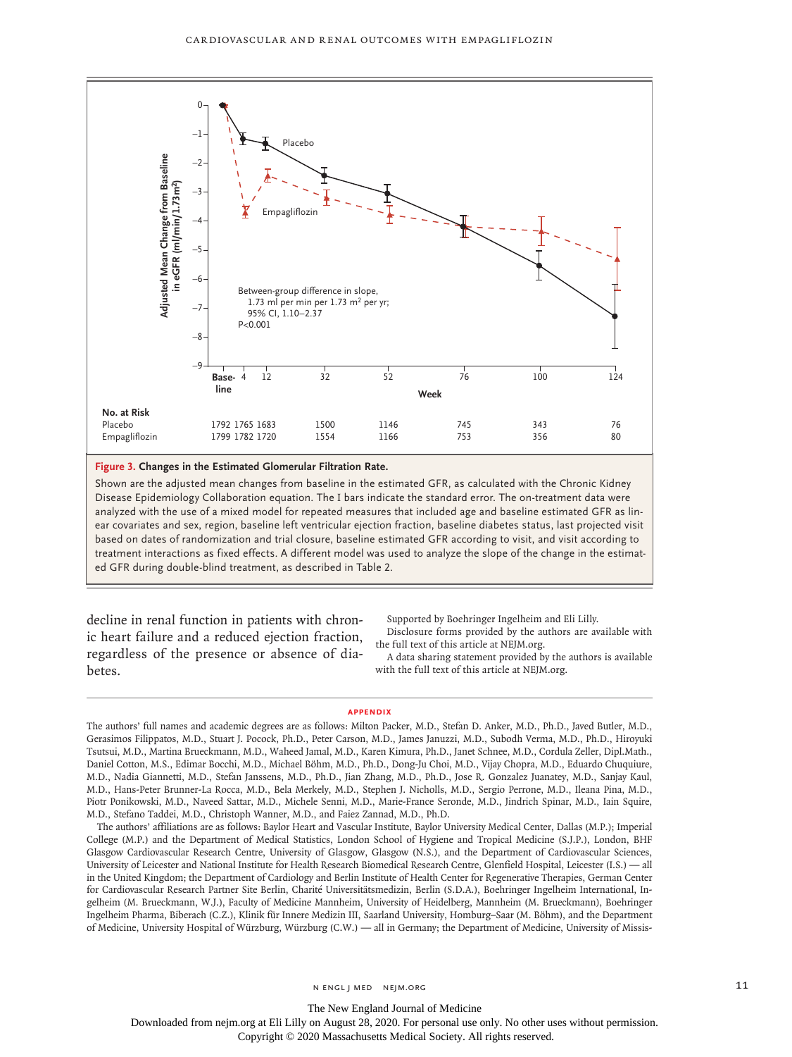Adjusted Mean Change from Baseline in eGFR (ml/min/1.73 m²)

0
−1
−2
−3
−4
−5
−6
−7
−8
−9

Placebo

Empagliflozin

Between-group difference in slope, 1.73 ml per min per 1.73 m² per yr; 95% CI, 1.10–2.37
P<0.001

Baseline 4 12 32 52 76 100 124

Week

No. at Risk

Placebo 1792 1765 1683 1500 1146 745 343 76

Empagliflozin 1799 1782 1720 1554 1166 753 356 80

**Figure 3. Changes in the Estimated Glomerular Filtration Rate.**

Shown are the adjusted mean changes from baseline in the estimated GFR, as calculated with the Chronic Kidney Disease Epidemiology Collaboration equation. The I bars indicate the standard error. The on-treatment data were analyzed with the use of a mixed model for repeated measures that included age and baseline estimated GFR as linear covariates and sex, region, baseline left ventricular ejection fraction, baseline diabetes status, last projected visit based on dates of randomization and trial closure, baseline estimated GFR according to visit, and visit according to treatment interactions as fixed effects. A different model was used to analyze the slope of the change in the estimated GFR during double-blind treatment, as described in Table 2.

decline in renal function in patients with chronic heart failure and a reduced ejection fraction, regardless of the presence or absence of diabetes.

Supported by Boehringer Ingelheim and Eli Lilly.

Disclosure forms provided by the authors are available with the full text of this article at NEJM.org.

A data sharing statement provided by the authors is available with the full text of this article at NEJM.org.

## Appendix

The authors' full names and academic degrees are as follows: Milton Packer, M.D., Stefan D. Anker, M.D., Ph.D., Javed Butler, M.D., Gerasimos Filippatos, M.D., Stuart J. Pocock, Ph.D., Peter Carson, M.D., James Januzzi, M.D., Subodh Verma, M.D., Ph.D., Hiroyuki Tsutsui, M.D., Martina Brueckmann, M.D., Waheed Jamal, M.D., Karen Kimura, Ph.D., Janet Schnee, M.D., Cordula Zeller, Dipl.Math., Daniel Cotton, M.S., Edimar Bocchi, M.D., Michael Böhm, M.D., Ph.D., Dong-Ju Choi, M.D., Vijay Chopra, M.D., Eduardo Chuquiure, M.D., Nadia Giannetti, M.D., Stefan Janssens, M.D., Ph.D., Jian Zhang, M.D., Ph.D., Jose R. Gonzalez Juanatey, M.D., Sanjay Kaul, M.D., Hans-Peter Brunner-La Rocca, M.D., Bela Merkely, M.D., Stephen J. Nicholls, M.D., Sergio Perrone, M.D., Ileana Pina, M.D., Piotr Ponikowski, M.D., Naveed Sattar, M.D., Michele Senni, M.D., Marie-France Seronde, M.D., Jindrich Spinar, M.D., Iain Squire, M.D., Stefano Taddei, M.D., Christoph Wanner, M.D., and Faiez Zannad, M.D., Ph.D.

The authors' affiliations are as follows: Baylor Heart and Vascular Institute, Baylor University Medical Center, Dallas (M.P.); Imperial College (M.P.) and the Department of Medical Statistics, London School of Hygiene and Tropical Medicine (S.J.P.), London, BHF Glasgow Cardiovascular Research Centre, University of Glasgow, Glasgow (N.S.), and the Department of Cardiovascular Sciences, University of Leicester and National Institute for Health Research Biomedical Research Centre, Glenfield Hospital, Leicester (I.S.) — all in the United Kingdom; the Department of Cardiology and Berlin Institute of Health Center for Regenerative Therapies, German Center for Cardiovascular Research Partner Site Berlin, Charité Universitätsmedizin, Berlin (S.D.A.), Boehringer Ingelheim International, Ingelheim (M. Brueckmann, W.J.), Faculty of Medicine Mannheim, University of Heidelberg, Mannheim (M. Brueckmann), Boehringer Ingelheim Pharma, Biberach (C.Z.), Klinik für Innere Medizin III, Saarland University, Homburg–Saar (M. Böhm), and the Department of Medicine, University Hospital of Würzburg, Würzburg (C.W.) — all in Germany; the Department of Medicine, University of Missis-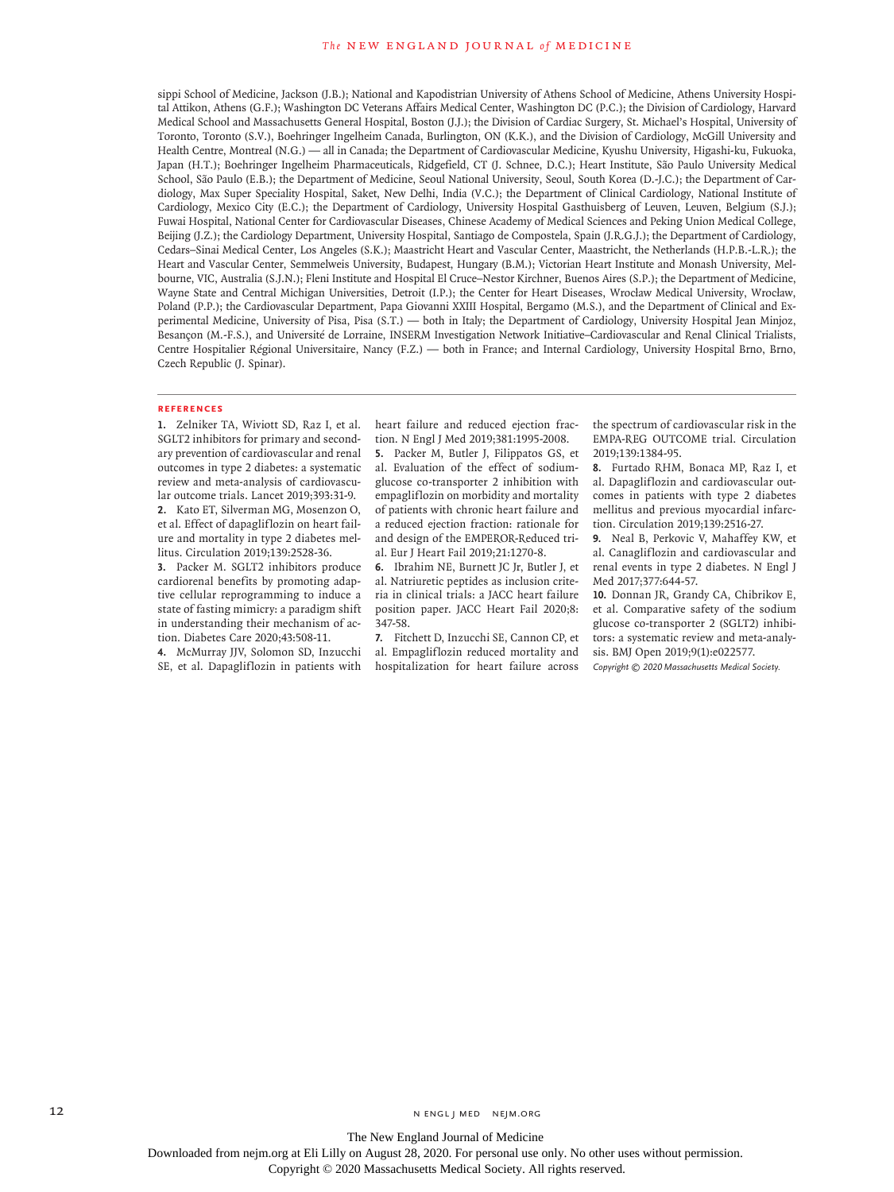sippi School of Medicine, Jackson (J.B.); National and Kapodistrian University of Athens School of Medicine, Athens University Hospital Attikon, Athens (G.F.); Washington DC Veterans Affairs Medical Center, Washington DC (P.C.); the Division of Cardiology, Harvard Medical School and Massachusetts General Hospital, Boston (J.J.); the Division of Cardiac Surgery, St. Michael's Hospital, University of Toronto, Toronto (S.V.), Boehringer Ingelheim Canada, Burlington, ON (K.K.), and the Division of Cardiology, McGill University and Health Centre, Montreal (N.G.) — all in Canada; the Department of Cardiovascular Medicine, Kyushu University, Higashi-ku, Fukuoka, Japan (H.T.); Boehringer Ingelheim Pharmaceuticals, Ridgefield, CT (J. Schnee, D.C.); Heart Institute, São Paulo University Medical School, São Paulo (E.B.); the Department of Medicine, Seoul National University, Seoul, South Korea (D.-J.C.); the Department of Cardiology, Max Super Speciality Hospital, Saket, New Delhi, India (V.C.); the Department of Clinical Cardiology, National Institute of Cardiology, Mexico City (E.C.); the Department of Cardiology, University Hospital Gasthuisberg of Leuven, Leuven, Belgium (S.J.); Fuwai Hospital, National Center for Cardiovascular Diseases, Chinese Academy of Medical Sciences and Peking Union Medical College, Beijing (J.Z.); the Cardiology Department, University Hospital, Santiago de Compostela, Spain (J.R.G.J.); the Department of Cardiology, Cedars–Sinai Medical Center, Los Angeles (S.K.); Maastricht Heart and Vascular Center, Maastricht, the Netherlands (H.P.B.-L.R.); the Heart and Vascular Center, Semmelweis University, Budapest, Hungary (B.M.); Victorian Heart Institute and Monash University, Melbourne, VIC, Australia (S.J.N.); Fleni Institute and Hospital El Cruce–Nestor Kirchner, Buenos Aires (S.P.); the Department of Medicine, Wayne State and Central Michigan Universities, Detroit (I.P.); the Center for Heart Diseases, Wrocław Medical University, Wrocław, Poland (P.P.); the Cardiovascular Department, Papa Giovanni XXIII Hospital, Bergamo (M.S.), and the Department of Clinical and Experimental Medicine, University of Pisa, Pisa (S.T.) — both in Italy; the Department of Cardiology, University Hospital Jean Minjoz, Besançon (M.-F.S.), and Université de Lorraine, INSERM Investigation Network Initiative–Cardiovascular and Renal Clinical Trialists, Centre Hospitalier Régional Universitaire, Nancy (F.Z.) — both in France; and Internal Cardiology, University Hospital Brno, Brno, Czech Republic (J. Spinar).

## References

1. Zelniker TA, Wiviott SD, Raz I, et al. SGLT2 inhibitors for primary and secondary prevention of cardiovascular and renal outcomes in type 2 diabetes: a systematic review and meta-analysis of cardiovascular outcome trials. Lancet 2019;393:31-9.
2. Kato ET, Silverman MG, Mosenzon O, et al. Effect of dapagliflozin on heart failure and mortality in type 2 diabetes mellitus. Circulation 2019;139:2528-36.
3. Packer M. SGLT2 inhibitors produce cardiorenal benefits by promoting adaptive cellular reprogramming to induce a state of fasting mimicry: a paradigm shift in understanding their mechanism of action. Diabetes Care 2020;43:508-11.
4. McMurray JJV, Solomon SD, Inzucchi SE, et al. Dapagliflozin in patients with heart failure and reduced ejection fraction. N Engl J Med 2019;381:1995-2008.
5. Packer M, Butler J, Filippatos GS, et al. Evaluation of the effect of sodium-glucose co-transporter 2 inhibition with empagliflozin on morbidity and mortality of patients with chronic heart failure and a reduced ejection fraction: rationale for and design of the EMPEROR-Reduced trial. Eur J Heart Fail 2019;21:1270-8.
6. Ibrahim NE, Burnett JC Jr, Butler J, et al. Natriuretic peptides as inclusion criteria in clinical trials: a JACC heart failure position paper. JACC Heart Fail 2020;8:347-58.
7. Fitchett D, Inzucchi SE, Cannon CP, et al. Empagliflozin reduced mortality and hospitalization for heart failure across the spectrum of cardiovascular risk in the EMPA-REG OUTCOME trial. Circulation 2019;139:1384-95.
8. Furtado RHM, Bonaca MP, Raz I, et al. Dapagliflozin and cardiovascular outcomes in patients with type 2 diabetes mellitus and previous myocardial infarction. Circulation 2019;139:2516-27.
9. Neal B, Perkovic V, Mahaffey KW, et al. Canagliflozin and cardiovascular and renal events in type 2 diabetes. N Engl J Med 2017;377:644-57.
10. Donnan JR, Grandy CA, Chibrikov E, et al. Comparative safety of the sodium glucose co-transporter 2 (SGLT2) inhibitors: a systematic review and meta-analysis. BMJ Open 2019;9(1):e022577.

*Copyright © 2020 Massachusetts Medical Society.*

The New England Journal of Medicine
Downloaded from nejm.org at Eli Lilly on August 28, 2020. For personal use only. No other uses without permission.
Copyright © 2020 Massachusetts Medical Society. All rights reserved.